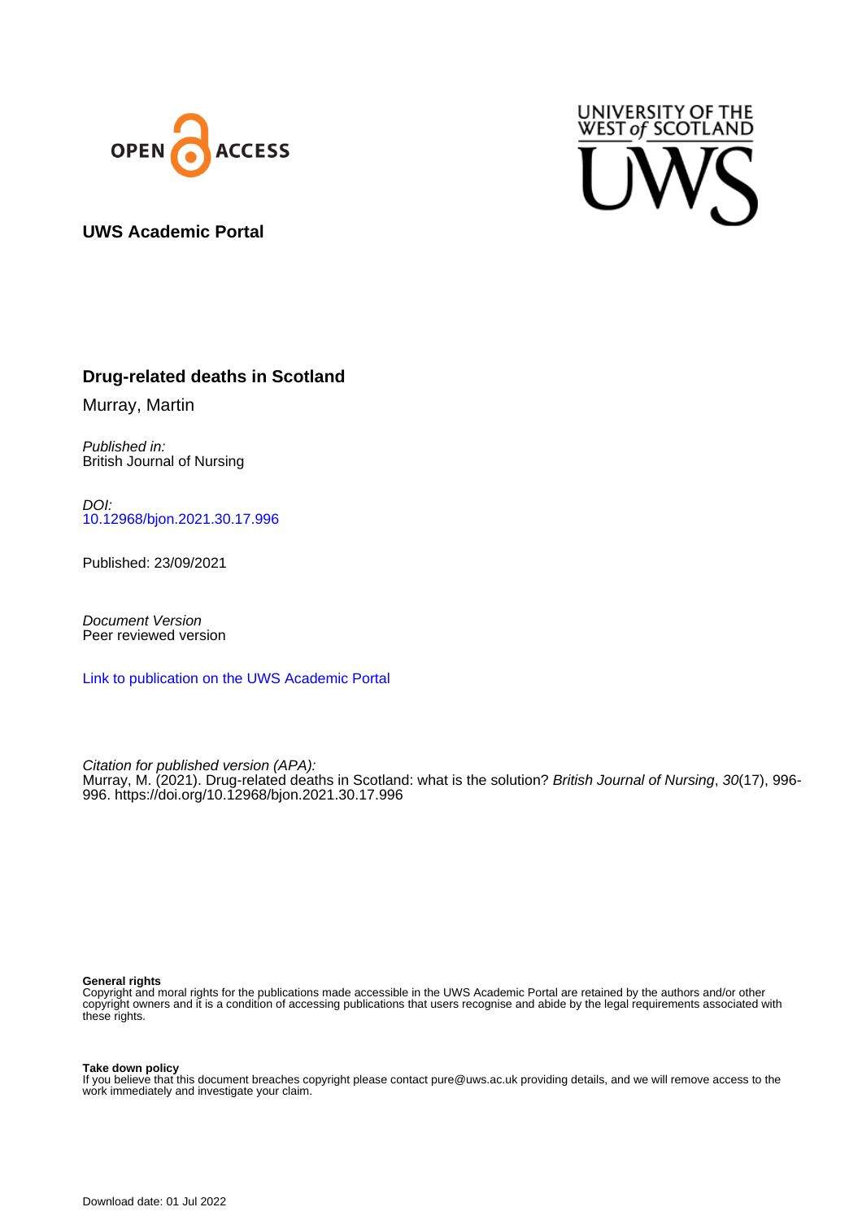OPEN ACCESS

UNIVERSITY OF THE WEST of SCOTLAND

UWS

**UWS Academic Portal**

## Drug-related deaths in Scotland

Murray, Martin

*Published in:*
British Journal of Nursing

*DOI:*
10.12968/bjon.2021.30.17.996

Published: 23/09/2021

*Document Version*
Peer reviewed version

Link to publication on the UWS Academic Portal

*Citation for published version (APA):*
Murray, M. (2021). Drug-related deaths in Scotland: what is the solution? *British Journal of Nursing*, *30*(17), 996-996. https://doi.org/10.12968/bjon.2021.30.17.996

**General rights**
Copyright and moral rights for the publications made accessible in the UWS Academic Portal are retained by the authors and/or other copyright owners and it is a condition of accessing publications that users recognise and abide by the legal requirements associated with these rights.

**Take down policy**
If you believe that this document breaches copyright please contact pure@uws.ac.uk providing details, and we will remove access to the work immediately and investigate your claim.

Download date: 01 Jul 2022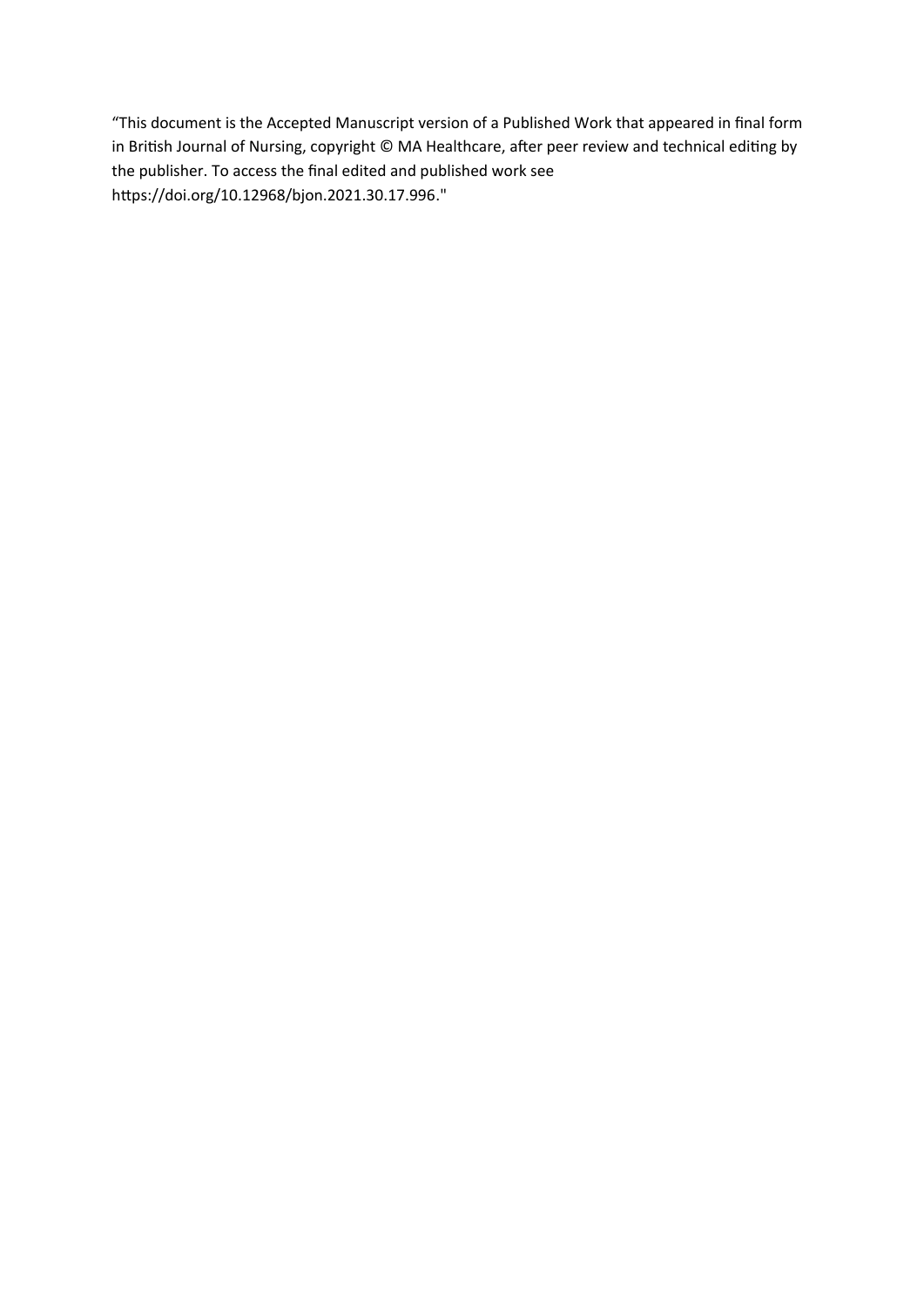"This document is the Accepted Manuscript version of a Published Work that appeared in final form in British Journal of Nursing, copyright © MA Healthcare, after peer review and technical editing by the publisher. To access the final edited and published work see https://doi.org/10.12968/bjon.2021.30.17.996."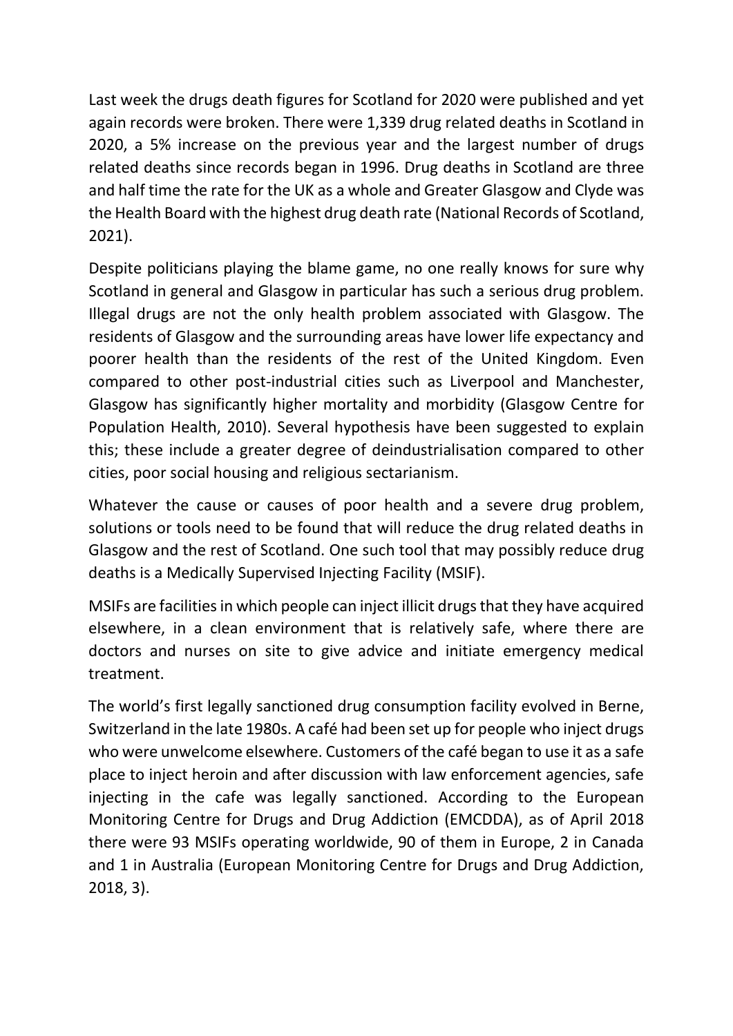Last week the drugs death figures for Scotland for 2020 were published and yet again records were broken. There were 1,339 drug related deaths in Scotland in 2020, a 5% increase on the previous year and the largest number of drugs related deaths since records began in 1996. Drug deaths in Scotland are three and half time the rate for the UK as a whole and Greater Glasgow and Clyde was the Health Board with the highest drug death rate (National Records of Scotland, 2021).

Despite politicians playing the blame game, no one really knows for sure why Scotland in general and Glasgow in particular has such a serious drug problem. Illegal drugs are not the only health problem associated with Glasgow. The residents of Glasgow and the surrounding areas have lower life expectancy and poorer health than the residents of the rest of the United Kingdom. Even compared to other post-industrial cities such as Liverpool and Manchester, Glasgow has significantly higher mortality and morbidity (Glasgow Centre for Population Health, 2010). Several hypothesis have been suggested to explain this; these include a greater degree of deindustrialisation compared to other cities, poor social housing and religious sectarianism.

Whatever the cause or causes of poor health and a severe drug problem, solutions or tools need to be found that will reduce the drug related deaths in Glasgow and the rest of Scotland. One such tool that may possibly reduce drug deaths is a Medically Supervised Injecting Facility (MSIF).

MSIFs are facilities in which people can inject illicit drugs that they have acquired elsewhere, in a clean environment that is relatively safe, where there are doctors and nurses on site to give advice and initiate emergency medical treatment.

The world's first legally sanctioned drug consumption facility evolved in Berne, Switzerland in the late 1980s. A café had been set up for people who inject drugs who were unwelcome elsewhere. Customers of the café began to use it as a safe place to inject heroin and after discussion with law enforcement agencies, safe injecting in the cafe was legally sanctioned. According to the European Monitoring Centre for Drugs and Drug Addiction (EMCDDA), as of April 2018 there were 93 MSIFs operating worldwide, 90 of them in Europe, 2 in Canada and 1 in Australia (European Monitoring Centre for Drugs and Drug Addiction, 2018, 3).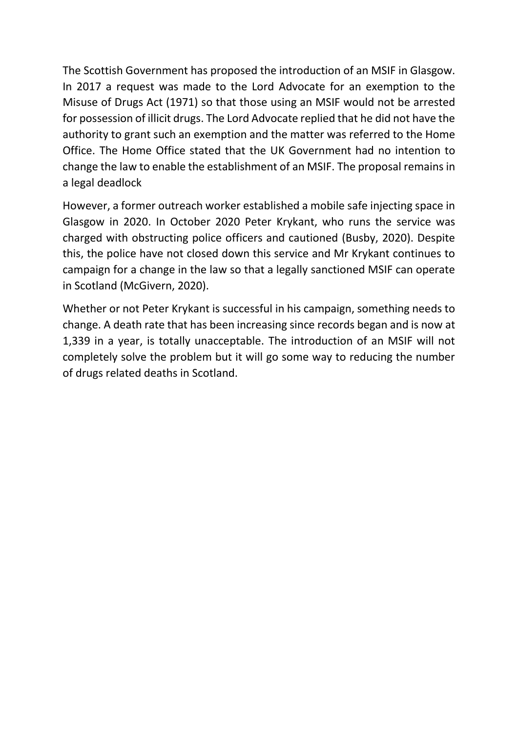The Scottish Government has proposed the introduction of an MSIF in Glasgow. In 2017 a request was made to the Lord Advocate for an exemption to the Misuse of Drugs Act (1971) so that those using an MSIF would not be arrested for possession of illicit drugs. The Lord Advocate replied that he did not have the authority to grant such an exemption and the matter was referred to the Home Office. The Home Office stated that the UK Government had no intention to change the law to enable the establishment of an MSIF. The proposal remains in a legal deadlock

However, a former outreach worker established a mobile safe injecting space in Glasgow in 2020. In October 2020 Peter Krykant, who runs the service was charged with obstructing police officers and cautioned (Busby, 2020). Despite this, the police have not closed down this service and Mr Krykant continues to campaign for a change in the law so that a legally sanctioned MSIF can operate in Scotland (McGivern, 2020).

Whether or not Peter Krykant is successful in his campaign, something needs to change. A death rate that has been increasing since records began and is now at 1,339 in a year, is totally unacceptable. The introduction of an MSIF will not completely solve the problem but it will go some way to reducing the number of drugs related deaths in Scotland.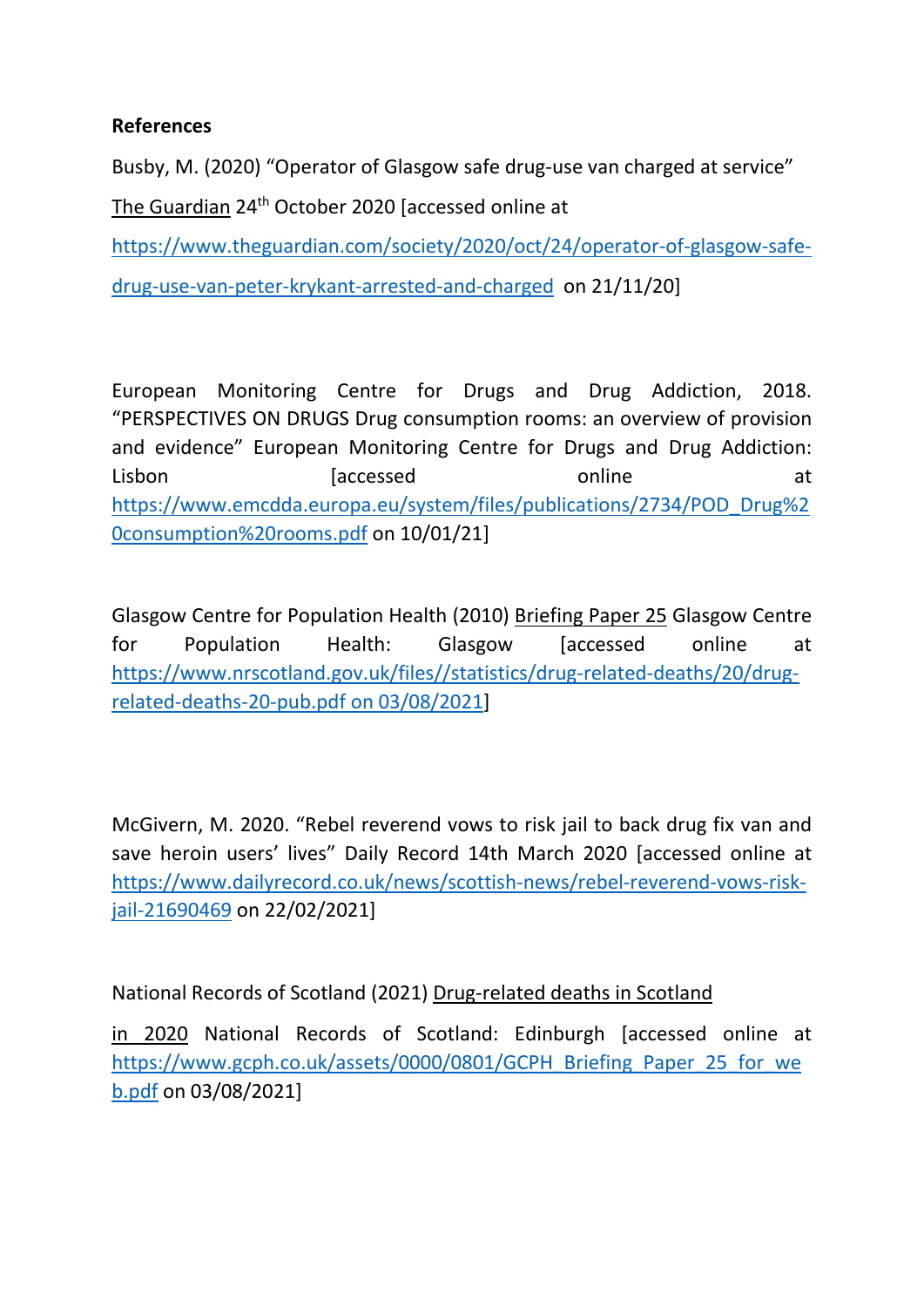**References**

Busby, M. (2020) "Operator of Glasgow safe drug-use van charged at service" The Guardian 24th October 2020 [accessed online at https://www.theguardian.com/society/2020/oct/24/operator-of-glasgow-safe-drug-use-van-peter-krykant-arrested-and-charged on 21/11/20]

European Monitoring Centre for Drugs and Drug Addiction, 2018. "PERSPECTIVES ON DRUGS Drug consumption rooms: an overview of provision and evidence" European Monitoring Centre for Drugs and Drug Addiction: Lisbon [accessed online at https://www.emcdda.europa.eu/system/files/publications/2734/POD_Drug%20consumption%20rooms.pdf on 10/01/21]

Glasgow Centre for Population Health (2010) Briefing Paper 25 Glasgow Centre for Population Health: Glasgow [accessed online at https://www.nrscotland.gov.uk/files//statistics/drug-related-deaths/20/drug-related-deaths-20-pub.pdf on 03/08/2021]

McGivern, M. 2020. "Rebel reverend vows to risk jail to back drug fix van and save heroin users' lives" Daily Record 14th March 2020 [accessed online at https://www.dailyrecord.co.uk/news/scottish-news/rebel-reverend-vows-risk-jail-21690469 on 22/02/2021]

National Records of Scotland (2021) Drug-related deaths in Scotland in 2020 National Records of Scotland: Edinburgh [accessed online at https://www.gcph.co.uk/assets/0000/0801/GCPH_Briefing_Paper_25_for_web.pdf on 03/08/2021]